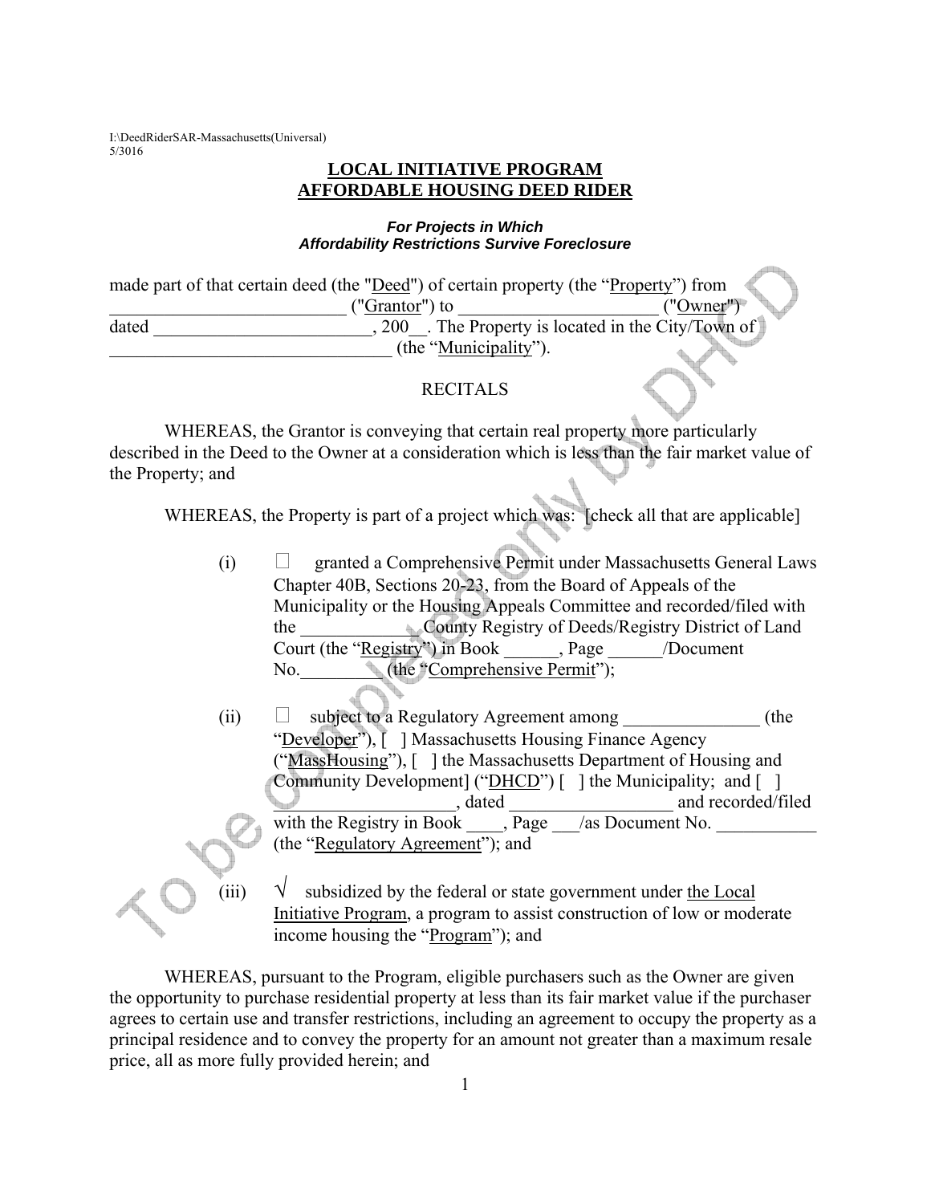I:\DeedRiderSAR-Massachusetts(Universal)
5/3016

# LOCAL INITIATIVE PROGRAM AFFORDABLE HOUSING DEED RIDER

***For Projects in Which Affordability Restrictions Survive Foreclosure***

made part of that certain deed (the "Deed") of certain property (the "Property") from __________________________ ("Grantor") to _____________________ ("Owner") dated ________________________, 200__. The Property is located in the City/Town of ________________________________ (the "Municipality").

RECITALS

WHEREAS, the Grantor is conveying that certain real property more particularly described in the Deed to the Owner at a consideration which is less than the fair market value of the Property; and

WHEREAS, the Property is part of a project which was: [check all that are applicable]

(i) ☐ granted a Comprehensive Permit under Massachusetts General Laws Chapter 40B, Sections 20-23, from the Board of Appeals of the Municipality or the Housing Appeals Committee and recorded/filed with the ____________ County Registry of Deeds/Registry District of Land Court (the "Registry") in Book ______, Page ______/Document No._________ (the "Comprehensive Permit");

(ii) ☐ subject to a Regulatory Agreement among _______________ (the "Developer"), [ ] Massachusetts Housing Finance Agency ("MassHousing"), [ ] the Massachusetts Department of Housing and Community Development] ("DHCD") [ ] the Municipality; and [ ] ____________________, dated _________________ and recorded/filed with the Registry in Book ____, Page ___/as Document No. ___________ (the "Regulatory Agreement"); and

(iii) √ subsidized by the federal or state government under the Local Initiative Program, a program to assist construction of low or moderate income housing the "Program"); and

WHEREAS, pursuant to the Program, eligible purchasers such as the Owner are given the opportunity to purchase residential property at less than its fair market value if the purchaser agrees to certain use and transfer restrictions, including an agreement to occupy the property as a principal residence and to convey the property for an amount not greater than a maximum resale price, all as more fully provided herein; and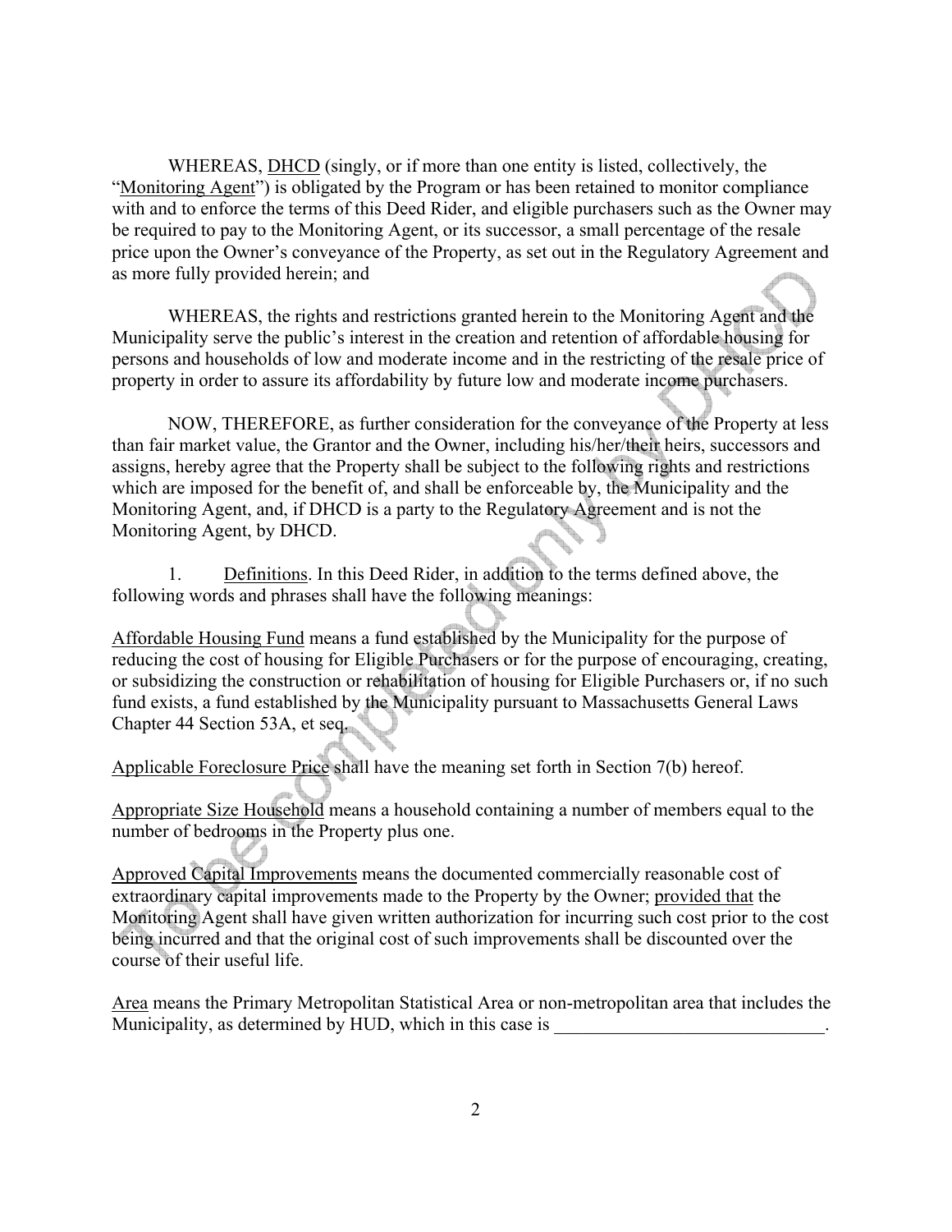WHEREAS, DHCD (singly, or if more than one entity is listed, collectively, the "Monitoring Agent") is obligated by the Program or has been retained to monitor compliance with and to enforce the terms of this Deed Rider, and eligible purchasers such as the Owner may be required to pay to the Monitoring Agent, or its successor, a small percentage of the resale price upon the Owner's conveyance of the Property, as set out in the Regulatory Agreement and as more fully provided herein; and

WHEREAS, the rights and restrictions granted herein to the Monitoring Agent and the Municipality serve the public's interest in the creation and retention of affordable housing for persons and households of low and moderate income and in the restricting of the resale price of property in order to assure its affordability by future low and moderate income purchasers.

NOW, THEREFORE, as further consideration for the conveyance of the Property at less than fair market value, the Grantor and the Owner, including his/her/their heirs, successors and assigns, hereby agree that the Property shall be subject to the following rights and restrictions which are imposed for the benefit of, and shall be enforceable by, the Municipality and the Monitoring Agent, and, if DHCD is a party to the Regulatory Agreement and is not the Monitoring Agent, by DHCD.

1. Definitions. In this Deed Rider, in addition to the terms defined above, the following words and phrases shall have the following meanings:

Affordable Housing Fund means a fund established by the Municipality for the purpose of reducing the cost of housing for Eligible Purchasers or for the purpose of encouraging, creating, or subsidizing the construction or rehabilitation of housing for Eligible Purchasers or, if no such fund exists, a fund established by the Municipality pursuant to Massachusetts General Laws Chapter 44 Section 53A, et seq.

Applicable Foreclosure Price shall have the meaning set forth in Section 7(b) hereof.

Appropriate Size Household means a household containing a number of members equal to the number of bedrooms in the Property plus one.

Approved Capital Improvements means the documented commercially reasonable cost of extraordinary capital improvements made to the Property by the Owner; provided that the Monitoring Agent shall have given written authorization for incurring such cost prior to the cost being incurred and that the original cost of such improvements shall be discounted over the course of their useful life.

Area means the Primary Metropolitan Statistical Area or non-metropolitan area that includes the Municipality, as determined by HUD, which in this case is ______________________________.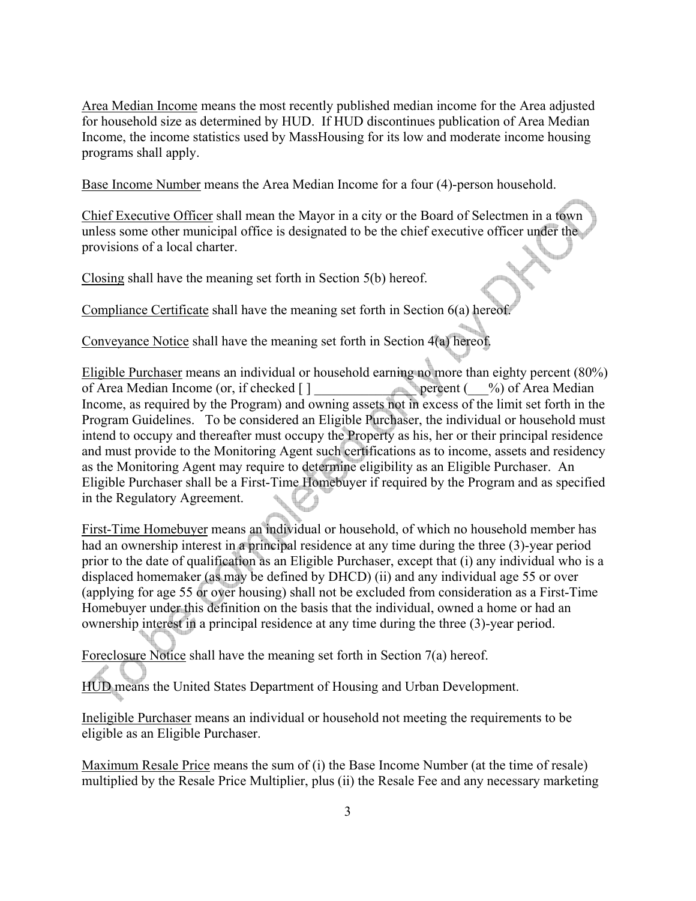Area Median Income means the most recently published median income for the Area adjusted for household size as determined by HUD. If HUD discontinues publication of Area Median Income, the income statistics used by MassHousing for its low and moderate income housing programs shall apply.

Base Income Number means the Area Median Income for a four (4)-person household.

Chief Executive Officer shall mean the Mayor in a city or the Board of Selectmen in a town unless some other municipal office is designated to be the chief executive officer under the provisions of a local charter.

Closing shall have the meaning set forth in Section 5(b) hereof.

Compliance Certificate shall have the meaning set forth in Section 6(a) hereof.

Conveyance Notice shall have the meaning set forth in Section 4(a) hereof.

Eligible Purchaser means an individual or household earning no more than eighty percent (80%) of Area Median Income (or, if checked [ ] _______________ percent (___%) of Area Median Income, as required by the Program) and owning assets not in excess of the limit set forth in the Program Guidelines. To be considered an Eligible Purchaser, the individual or household must intend to occupy and thereafter must occupy the Property as his, her or their principal residence and must provide to the Monitoring Agent such certifications as to income, assets and residency as the Monitoring Agent may require to determine eligibility as an Eligible Purchaser. An Eligible Purchaser shall be a First-Time Homebuyer if required by the Program and as specified in the Regulatory Agreement.

First-Time Homebuyer means an individual or household, of which no household member has had an ownership interest in a principal residence at any time during the three (3)-year period prior to the date of qualification as an Eligible Purchaser, except that (i) any individual who is a displaced homemaker (as may be defined by DHCD) (ii) and any individual age 55 or over (applying for age 55 or over housing) shall not be excluded from consideration as a First-Time Homebuyer under this definition on the basis that the individual, owned a home or had an ownership interest in a principal residence at any time during the three (3)-year period.

Foreclosure Notice shall have the meaning set forth in Section 7(a) hereof.

HUD means the United States Department of Housing and Urban Development.

Ineligible Purchaser means an individual or household not meeting the requirements to be eligible as an Eligible Purchaser.

Maximum Resale Price means the sum of (i) the Base Income Number (at the time of resale) multiplied by the Resale Price Multiplier, plus (ii) the Resale Fee and any necessary marketing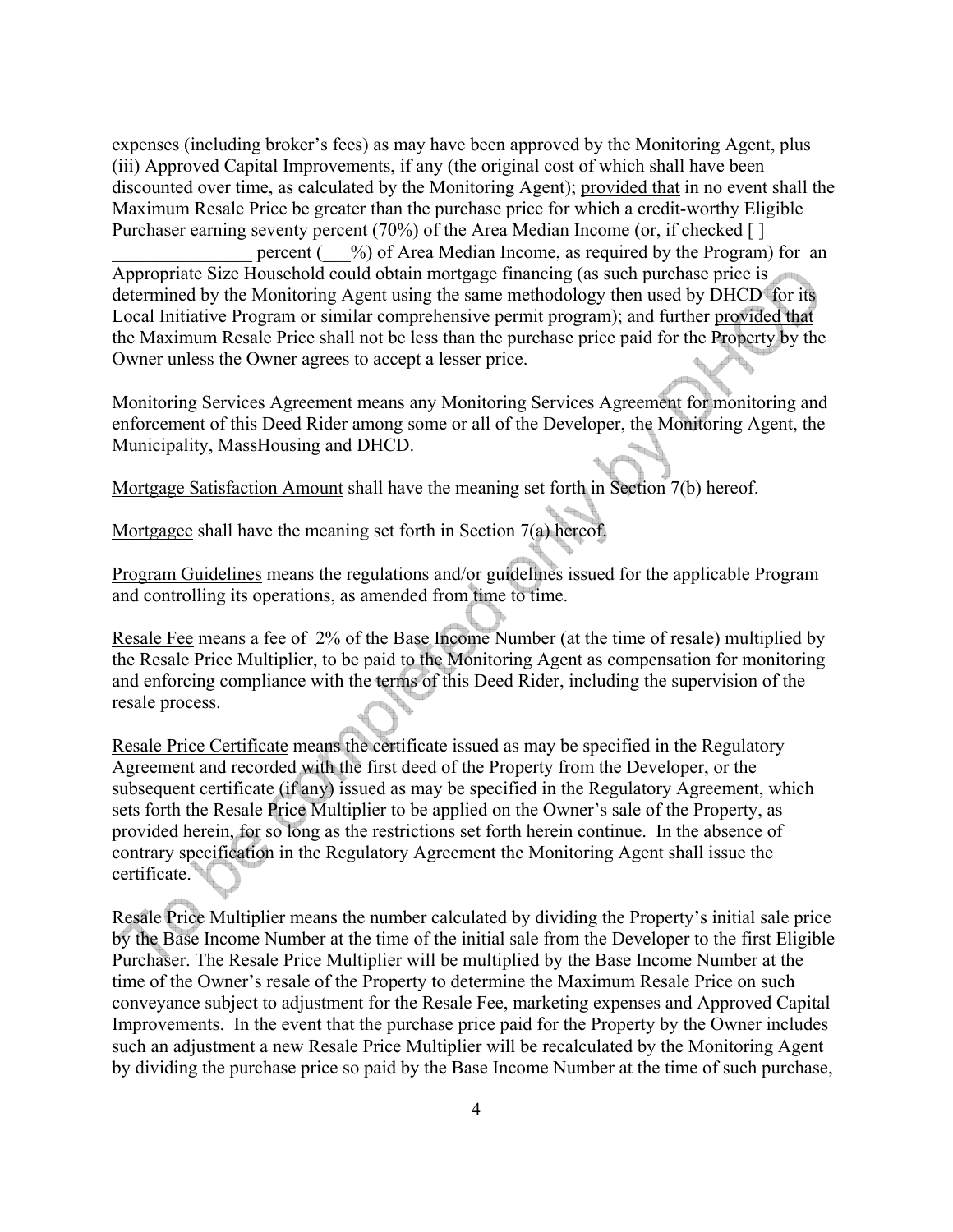expenses (including broker's fees) as may have been approved by the Monitoring Agent, plus (iii) Approved Capital Improvements, if any (the original cost of which shall have been discounted over time, as calculated by the Monitoring Agent); provided that in no event shall the Maximum Resale Price be greater than the purchase price for which a credit-worthy Eligible Purchaser earning seventy percent (70%) of the Area Median Income (or, if checked [ ] _______________ percent (___%) of Area Median Income, as required by the Program) for an Appropriate Size Household could obtain mortgage financing (as such purchase price is determined by the Monitoring Agent using the same methodology then used by DHCD for its Local Initiative Program or similar comprehensive permit program); and further provided that the Maximum Resale Price shall not be less than the purchase price paid for the Property by the Owner unless the Owner agrees to accept a lesser price.

Monitoring Services Agreement means any Monitoring Services Agreement for monitoring and enforcement of this Deed Rider among some or all of the Developer, the Monitoring Agent, the Municipality, MassHousing and DHCD.

Mortgage Satisfaction Amount shall have the meaning set forth in Section 7(b) hereof.

Mortgagee shall have the meaning set forth in Section 7(a) hereof.

Program Guidelines means the regulations and/or guidelines issued for the applicable Program and controlling its operations, as amended from time to time.

Resale Fee means a fee of 2% of the Base Income Number (at the time of resale) multiplied by the Resale Price Multiplier, to be paid to the Monitoring Agent as compensation for monitoring and enforcing compliance with the terms of this Deed Rider, including the supervision of the resale process.

Resale Price Certificate means the certificate issued as may be specified in the Regulatory Agreement and recorded with the first deed of the Property from the Developer, or the subsequent certificate (if any) issued as may be specified in the Regulatory Agreement, which sets forth the Resale Price Multiplier to be applied on the Owner's sale of the Property, as provided herein, for so long as the restrictions set forth herein continue. In the absence of contrary specification in the Regulatory Agreement the Monitoring Agent shall issue the certificate.

Resale Price Multiplier means the number calculated by dividing the Property's initial sale price by the Base Income Number at the time of the initial sale from the Developer to the first Eligible Purchaser. The Resale Price Multiplier will be multiplied by the Base Income Number at the time of the Owner's resale of the Property to determine the Maximum Resale Price on such conveyance subject to adjustment for the Resale Fee, marketing expenses and Approved Capital Improvements. In the event that the purchase price paid for the Property by the Owner includes such an adjustment a new Resale Price Multiplier will be recalculated by the Monitoring Agent by dividing the purchase price so paid by the Base Income Number at the time of such purchase,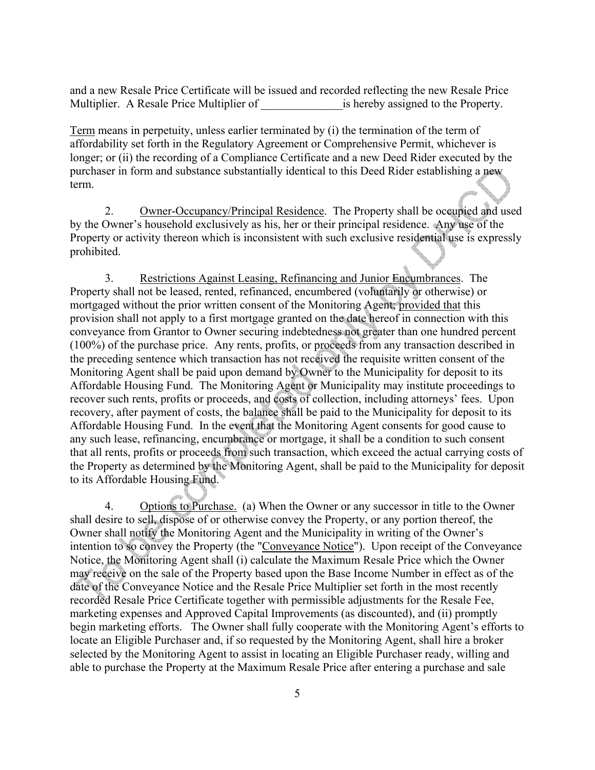and a new Resale Price Certificate will be issued and recorded reflecting the new Resale Price Multiplier. A Resale Price Multiplier of ______________is hereby assigned to the Property.

<u>Term</u> means in perpetuity, unless earlier terminated by (i) the termination of the term of affordability set forth in the Regulatory Agreement or Comprehensive Permit, whichever is longer; or (ii) the recording of a Compliance Certificate and a new Deed Rider executed by the purchaser in form and substance substantially identical to this Deed Rider establishing a new term.

2. <u>Owner-Occupancy/Principal Residence</u>. The Property shall be occupied and used by the Owner's household exclusively as his, her or their principal residence. Any use of the Property or activity thereon which is inconsistent with such exclusive residential use is expressly prohibited.

3. <u>Restrictions Against Leasing, Refinancing and Junior Encumbrances</u>. The Property shall not be leased, rented, refinanced, encumbered (voluntarily or otherwise) or mortgaged without the prior written consent of the Monitoring Agent; <u>provided that</u> this provision shall not apply to a first mortgage granted on the date hereof in connection with this conveyance from Grantor to Owner securing indebtedness not greater than one hundred percent (100%) of the purchase price. Any rents, profits, or proceeds from any transaction described in the preceding sentence which transaction has not received the requisite written consent of the Monitoring Agent shall be paid upon demand by Owner to the Municipality for deposit to its Affordable Housing Fund. The Monitoring Agent or Municipality may institute proceedings to recover such rents, profits or proceeds, and costs of collection, including attorneys' fees. Upon recovery, after payment of costs, the balance shall be paid to the Municipality for deposit to its Affordable Housing Fund. In the event that the Monitoring Agent consents for good cause to any such lease, refinancing, encumbrance or mortgage, it shall be a condition to such consent that all rents, profits or proceeds from such transaction, which exceed the actual carrying costs of the Property as determined by the Monitoring Agent, shall be paid to the Municipality for deposit to its Affordable Housing Fund.

4. <u>Options to Purchase.</u> (a) When the Owner or any successor in title to the Owner shall desire to sell, dispose of or otherwise convey the Property, or any portion thereof, the Owner shall notify the Monitoring Agent and the Municipality in writing of the Owner's intention to so convey the Property (the "<u>Conveyance Notice</u>"). Upon receipt of the Conveyance Notice, the Monitoring Agent shall (i) calculate the Maximum Resale Price which the Owner may receive on the sale of the Property based upon the Base Income Number in effect as of the date of the Conveyance Notice and the Resale Price Multiplier set forth in the most recently recorded Resale Price Certificate together with permissible adjustments for the Resale Fee, marketing expenses and Approved Capital Improvements (as discounted), and (ii) promptly begin marketing efforts. The Owner shall fully cooperate with the Monitoring Agent's efforts to locate an Eligible Purchaser and, if so requested by the Monitoring Agent, shall hire a broker selected by the Monitoring Agent to assist in locating an Eligible Purchaser ready, willing and able to purchase the Property at the Maximum Resale Price after entering a purchase and sale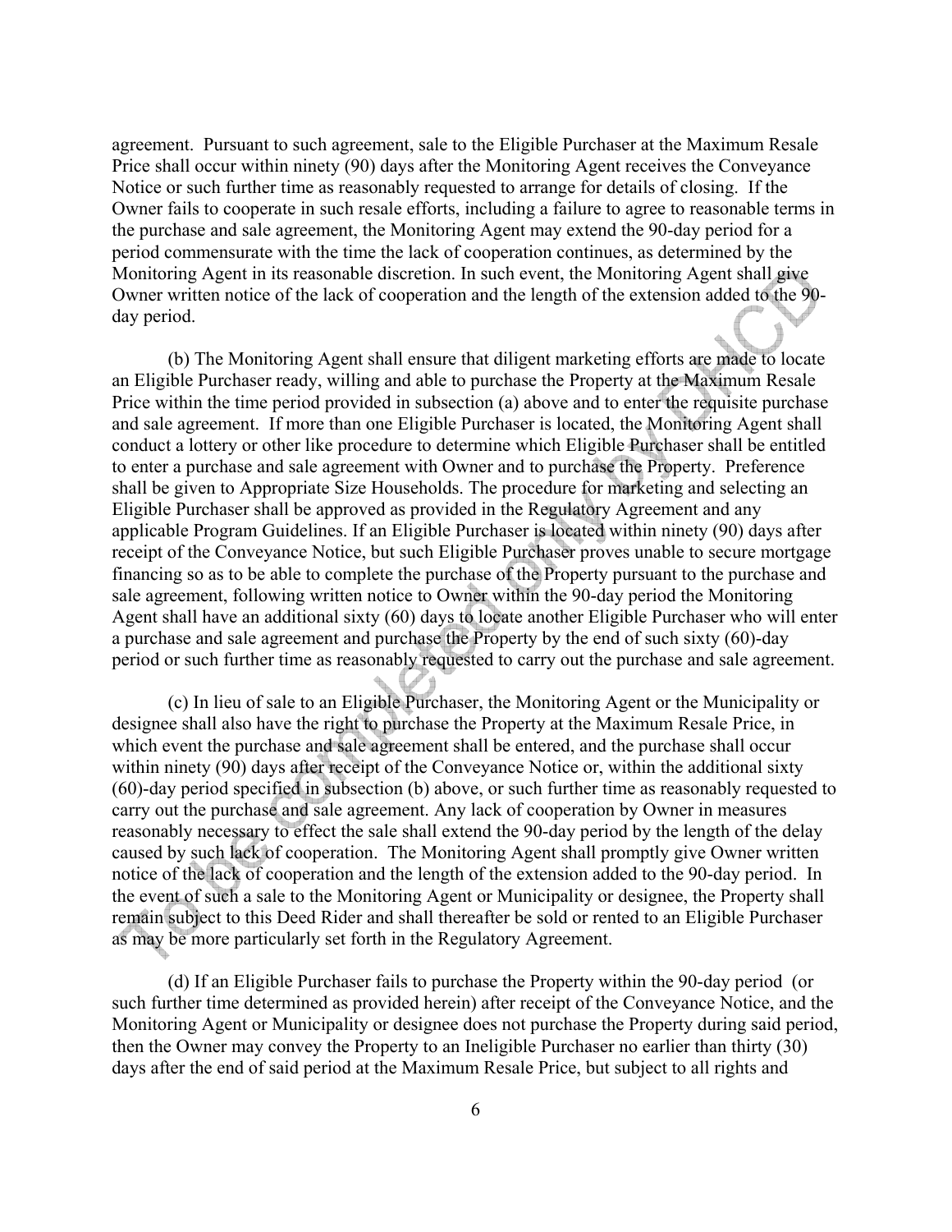agreement. Pursuant to such agreement, sale to the Eligible Purchaser at the Maximum Resale Price shall occur within ninety (90) days after the Monitoring Agent receives the Conveyance Notice or such further time as reasonably requested to arrange for details of closing. If the Owner fails to cooperate in such resale efforts, including a failure to agree to reasonable terms in the purchase and sale agreement, the Monitoring Agent may extend the 90-day period for a period commensurate with the time the lack of cooperation continues, as determined by the Monitoring Agent in its reasonable discretion. In such event, the Monitoring Agent shall give Owner written notice of the lack of cooperation and the length of the extension added to the 90-day period.

(b) The Monitoring Agent shall ensure that diligent marketing efforts are made to locate an Eligible Purchaser ready, willing and able to purchase the Property at the Maximum Resale Price within the time period provided in subsection (a) above and to enter the requisite purchase and sale agreement. If more than one Eligible Purchaser is located, the Monitoring Agent shall conduct a lottery or other like procedure to determine which Eligible Purchaser shall be entitled to enter a purchase and sale agreement with Owner and to purchase the Property. Preference shall be given to Appropriate Size Households. The procedure for marketing and selecting an Eligible Purchaser shall be approved as provided in the Regulatory Agreement and any applicable Program Guidelines. If an Eligible Purchaser is located within ninety (90) days after receipt of the Conveyance Notice, but such Eligible Purchaser proves unable to secure mortgage financing so as to be able to complete the purchase of the Property pursuant to the purchase and sale agreement, following written notice to Owner within the 90-day period the Monitoring Agent shall have an additional sixty (60) days to locate another Eligible Purchaser who will enter a purchase and sale agreement and purchase the Property by the end of such sixty (60)-day period or such further time as reasonably requested to carry out the purchase and sale agreement.

(c) In lieu of sale to an Eligible Purchaser, the Monitoring Agent or the Municipality or designee shall also have the right to purchase the Property at the Maximum Resale Price, in which event the purchase and sale agreement shall be entered, and the purchase shall occur within ninety (90) days after receipt of the Conveyance Notice or, within the additional sixty (60)-day period specified in subsection (b) above, or such further time as reasonably requested to carry out the purchase and sale agreement. Any lack of cooperation by Owner in measures reasonably necessary to effect the sale shall extend the 90-day period by the length of the delay caused by such lack of cooperation. The Monitoring Agent shall promptly give Owner written notice of the lack of cooperation and the length of the extension added to the 90-day period. In the event of such a sale to the Monitoring Agent or Municipality or designee, the Property shall remain subject to this Deed Rider and shall thereafter be sold or rented to an Eligible Purchaser as may be more particularly set forth in the Regulatory Agreement.

(d) If an Eligible Purchaser fails to purchase the Property within the 90-day period (or such further time determined as provided herein) after receipt of the Conveyance Notice, and the Monitoring Agent or Municipality or designee does not purchase the Property during said period, then the Owner may convey the Property to an Ineligible Purchaser no earlier than thirty (30) days after the end of said period at the Maximum Resale Price, but subject to all rights and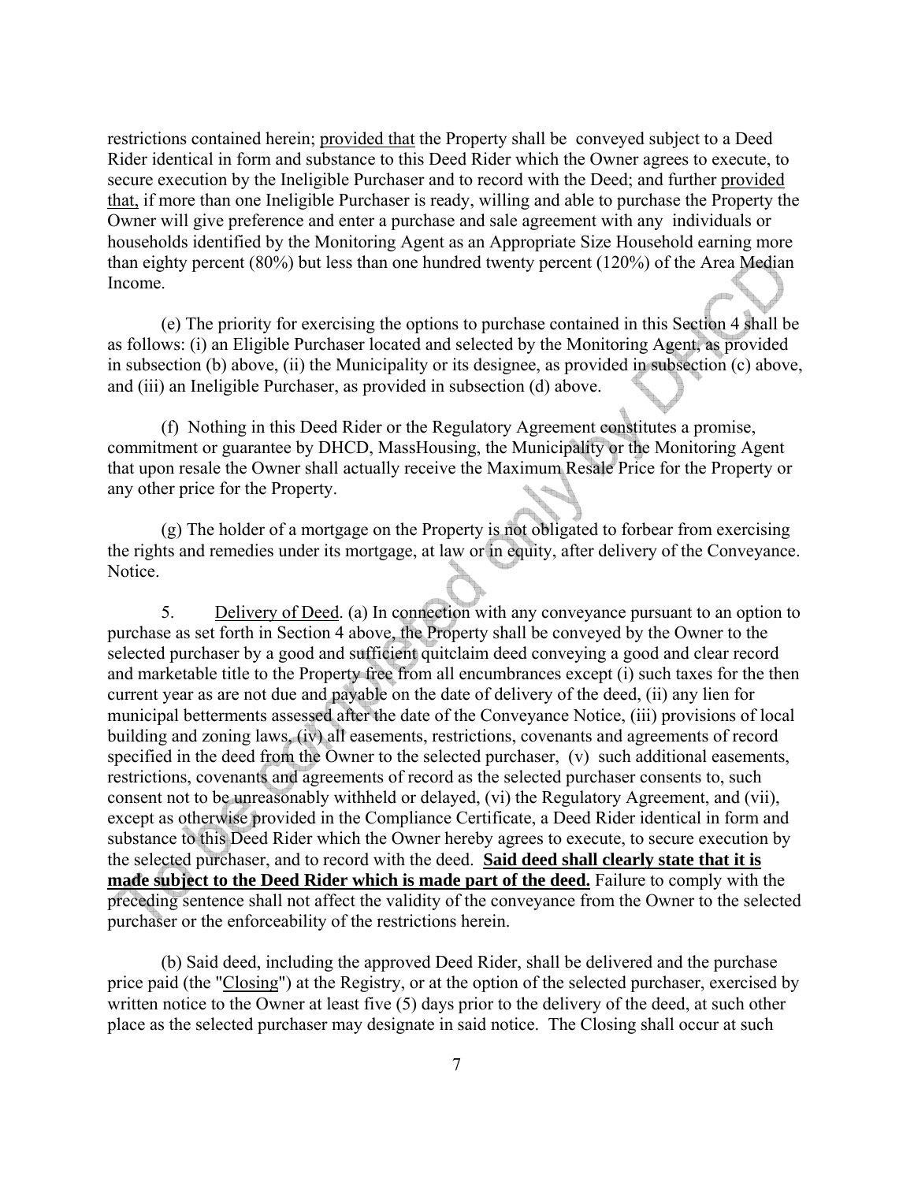restrictions contained herein; provided that the Property shall be conveyed subject to a Deed Rider identical in form and substance to this Deed Rider which the Owner agrees to execute, to secure execution by the Ineligible Purchaser and to record with the Deed; and further provided that, if more than one Ineligible Purchaser is ready, willing and able to purchase the Property the Owner will give preference and enter a purchase and sale agreement with any individuals or households identified by the Monitoring Agent as an Appropriate Size Household earning more than eighty percent (80%) but less than one hundred twenty percent (120%) of the Area Median Income.

(e) The priority for exercising the options to purchase contained in this Section 4 shall be as follows: (i) an Eligible Purchaser located and selected by the Monitoring Agent, as provided in subsection (b) above, (ii) the Municipality or its designee, as provided in subsection (c) above, and (iii) an Ineligible Purchaser, as provided in subsection (d) above.

(f) Nothing in this Deed Rider or the Regulatory Agreement constitutes a promise, commitment or guarantee by DHCD, MassHousing, the Municipality or the Monitoring Agent that upon resale the Owner shall actually receive the Maximum Resale Price for the Property or any other price for the Property.

(g) The holder of a mortgage on the Property is not obligated to forbear from exercising the rights and remedies under its mortgage, at law or in equity, after delivery of the Conveyance. Notice.

5. Delivery of Deed. (a) In connection with any conveyance pursuant to an option to purchase as set forth in Section 4 above, the Property shall be conveyed by the Owner to the selected purchaser by a good and sufficient quitclaim deed conveying a good and clear record and marketable title to the Property free from all encumbrances except (i) such taxes for the then current year as are not due and payable on the date of delivery of the deed, (ii) any lien for municipal betterments assessed after the date of the Conveyance Notice, (iii) provisions of local building and zoning laws, (iv) all easements, restrictions, covenants and agreements of record specified in the deed from the Owner to the selected purchaser, (v) such additional easements, restrictions, covenants and agreements of record as the selected purchaser consents to, such consent not to be unreasonably withheld or delayed, (vi) the Regulatory Agreement, and (vii), except as otherwise provided in the Compliance Certificate, a Deed Rider identical in form and substance to this Deed Rider which the Owner hereby agrees to execute, to secure execution by the selected purchaser, and to record with the deed. **Said deed shall clearly state that it is made subject to the Deed Rider which is made part of the deed.** Failure to comply with the preceding sentence shall not affect the validity of the conveyance from the Owner to the selected purchaser or the enforceability of the restrictions herein.

(b) Said deed, including the approved Deed Rider, shall be delivered and the purchase price paid (the "Closing") at the Registry, or at the option of the selected purchaser, exercised by written notice to the Owner at least five (5) days prior to the delivery of the deed, at such other place as the selected purchaser may designate in said notice. The Closing shall occur at such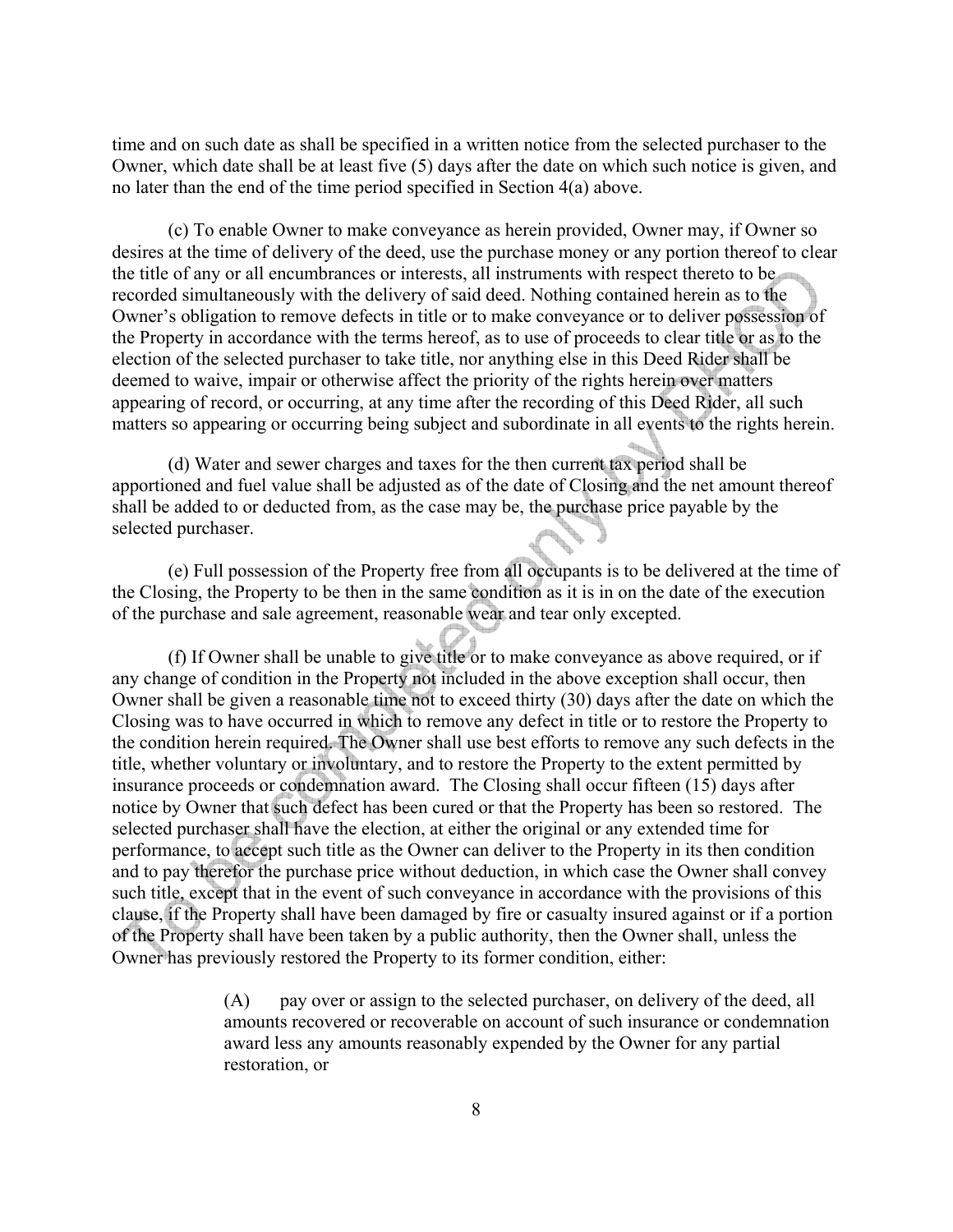time and on such date as shall be specified in a written notice from the selected purchaser to the Owner, which date shall be at least five (5) days after the date on which such notice is given, and no later than the end of the time period specified in Section 4(a) above.

(c) To enable Owner to make conveyance as herein provided, Owner may, if Owner so desires at the time of delivery of the deed, use the purchase money or any portion thereof to clear the title of any or all encumbrances or interests, all instruments with respect thereto to be recorded simultaneously with the delivery of said deed. Nothing contained herein as to the Owner's obligation to remove defects in title or to make conveyance or to deliver possession of the Property in accordance with the terms hereof, as to use of proceeds to clear title or as to the election of the selected purchaser to take title, nor anything else in this Deed Rider shall be deemed to waive, impair or otherwise affect the priority of the rights herein over matters appearing of record, or occurring, at any time after the recording of this Deed Rider, all such matters so appearing or occurring being subject and subordinate in all events to the rights herein.

(d) Water and sewer charges and taxes for the then current tax period shall be apportioned and fuel value shall be adjusted as of the date of Closing and the net amount thereof shall be added to or deducted from, as the case may be, the purchase price payable by the selected purchaser.

(e) Full possession of the Property free from all occupants is to be delivered at the time of the Closing, the Property to be then in the same condition as it is in on the date of the execution of the purchase and sale agreement, reasonable wear and tear only excepted.

(f) If Owner shall be unable to give title or to make conveyance as above required, or if any change of condition in the Property not included in the above exception shall occur, then Owner shall be given a reasonable time not to exceed thirty (30) days after the date on which the Closing was to have occurred in which to remove any defect in title or to restore the Property to the condition herein required. The Owner shall use best efforts to remove any such defects in the title, whether voluntary or involuntary, and to restore the Property to the extent permitted by insurance proceeds or condemnation award. The Closing shall occur fifteen (15) days after notice by Owner that such defect has been cured or that the Property has been so restored. The selected purchaser shall have the election, at either the original or any extended time for performance, to accept such title as the Owner can deliver to the Property in its then condition and to pay therefor the purchase price without deduction, in which case the Owner shall convey such title, except that in the event of such conveyance in accordance with the provisions of this clause, if the Property shall have been damaged by fire or casualty insured against or if a portion of the Property shall have been taken by a public authority, then the Owner shall, unless the Owner has previously restored the Property to its former condition, either:

> (A) pay over or assign to the selected purchaser, on delivery of the deed, all amounts recovered or recoverable on account of such insurance or condemnation award less any amounts reasonably expended by the Owner for any partial restoration, or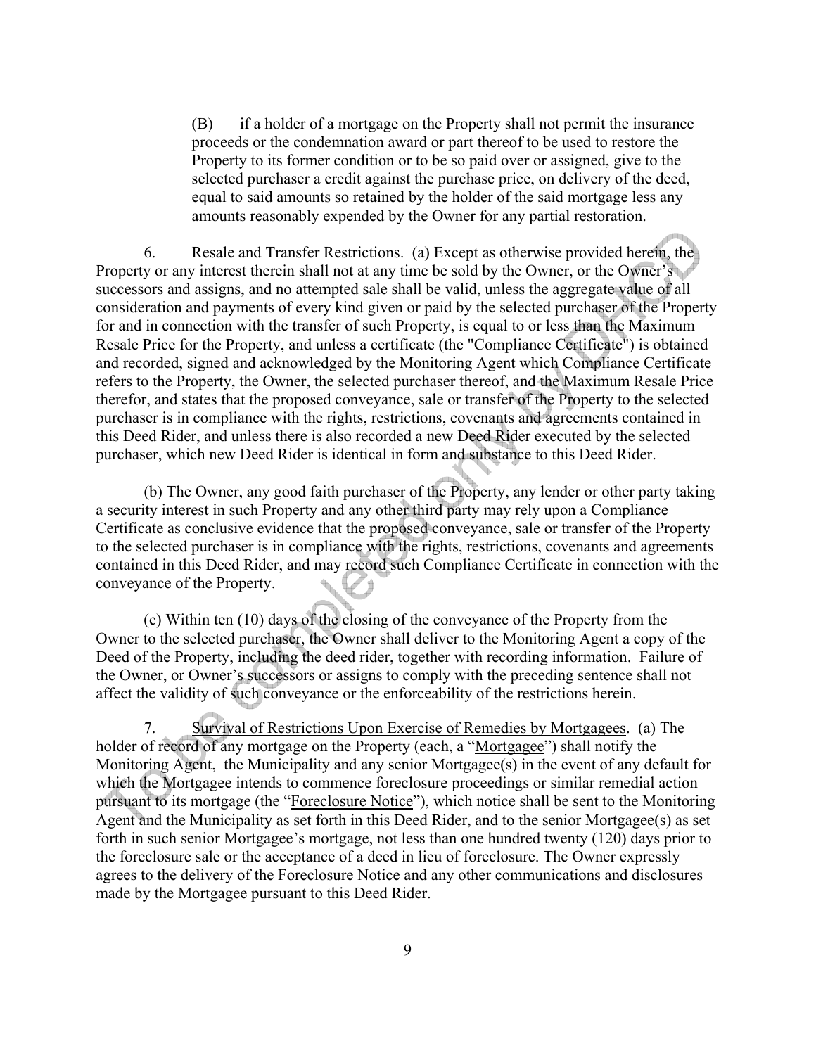(B) if a holder of a mortgage on the Property shall not permit the insurance proceeds or the condemnation award or part thereof to be used to restore the Property to its former condition or to be so paid over or assigned, give to the selected purchaser a credit against the purchase price, on delivery of the deed, equal to said amounts so retained by the holder of the said mortgage less any amounts reasonably expended by the Owner for any partial restoration.

6. Resale and Transfer Restrictions. (a) Except as otherwise provided herein, the Property or any interest therein shall not at any time be sold by the Owner, or the Owner's successors and assigns, and no attempted sale shall be valid, unless the aggregate value of all consideration and payments of every kind given or paid by the selected purchaser of the Property for and in connection with the transfer of such Property, is equal to or less than the Maximum Resale Price for the Property, and unless a certificate (the "Compliance Certificate") is obtained and recorded, signed and acknowledged by the Monitoring Agent which Compliance Certificate refers to the Property, the Owner, the selected purchaser thereof, and the Maximum Resale Price therefor, and states that the proposed conveyance, sale or transfer of the Property to the selected purchaser is in compliance with the rights, restrictions, covenants and agreements contained in this Deed Rider, and unless there is also recorded a new Deed Rider executed by the selected purchaser, which new Deed Rider is identical in form and substance to this Deed Rider.

(b) The Owner, any good faith purchaser of the Property, any lender or other party taking a security interest in such Property and any other third party may rely upon a Compliance Certificate as conclusive evidence that the proposed conveyance, sale or transfer of the Property to the selected purchaser is in compliance with the rights, restrictions, covenants and agreements contained in this Deed Rider, and may record such Compliance Certificate in connection with the conveyance of the Property.

(c) Within ten (10) days of the closing of the conveyance of the Property from the Owner to the selected purchaser, the Owner shall deliver to the Monitoring Agent a copy of the Deed of the Property, including the deed rider, together with recording information. Failure of the Owner, or Owner's successors or assigns to comply with the preceding sentence shall not affect the validity of such conveyance or the enforceability of the restrictions herein.

7. Survival of Restrictions Upon Exercise of Remedies by Mortgagees. (a) The holder of record of any mortgage on the Property (each, a "Mortgagee") shall notify the Monitoring Agent, the Municipality and any senior Mortgagee(s) in the event of any default for which the Mortgagee intends to commence foreclosure proceedings or similar remedial action pursuant to its mortgage (the "Foreclosure Notice"), which notice shall be sent to the Monitoring Agent and the Municipality as set forth in this Deed Rider, and to the senior Mortgagee(s) as set forth in such senior Mortgagee's mortgage, not less than one hundred twenty (120) days prior to the foreclosure sale or the acceptance of a deed in lieu of foreclosure. The Owner expressly agrees to the delivery of the Foreclosure Notice and any other communications and disclosures made by the Mortgagee pursuant to this Deed Rider.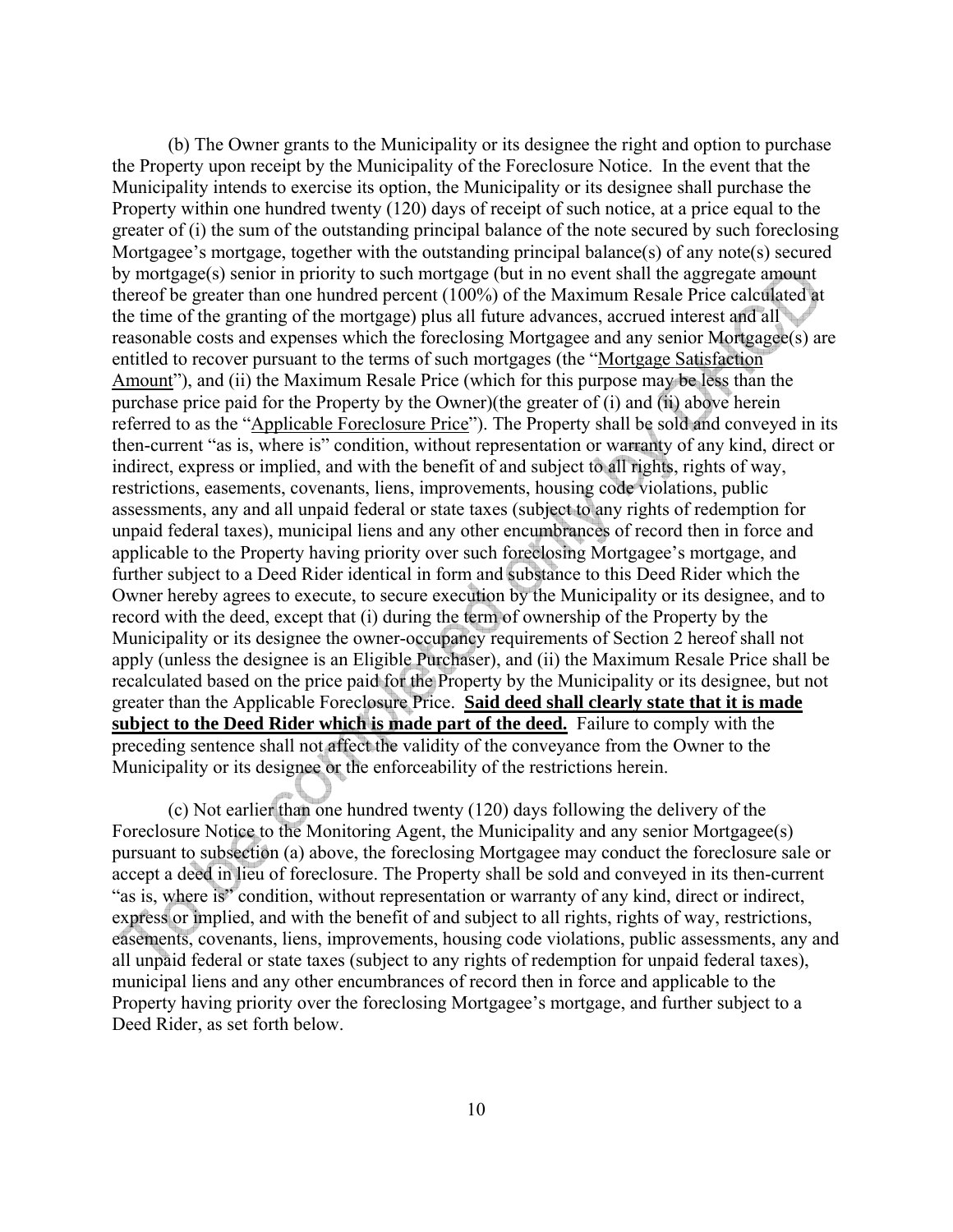(b) The Owner grants to the Municipality or its designee the right and option to purchase the Property upon receipt by the Municipality of the Foreclosure Notice. In the event that the Municipality intends to exercise its option, the Municipality or its designee shall purchase the Property within one hundred twenty (120) days of receipt of such notice, at a price equal to the greater of (i) the sum of the outstanding principal balance of the note secured by such foreclosing Mortgagee's mortgage, together with the outstanding principal balance(s) of any note(s) secured by mortgage(s) senior in priority to such mortgage (but in no event shall the aggregate amount thereof be greater than one hundred percent (100%) of the Maximum Resale Price calculated at the time of the granting of the mortgage) plus all future advances, accrued interest and all reasonable costs and expenses which the foreclosing Mortgagee and any senior Mortgagee(s) are entitled to recover pursuant to the terms of such mortgages (the "Mortgage Satisfaction Amount"), and (ii) the Maximum Resale Price (which for this purpose may be less than the purchase price paid for the Property by the Owner)(the greater of (i) and (ii) above herein referred to as the "Applicable Foreclosure Price"). The Property shall be sold and conveyed in its then-current "as is, where is" condition, without representation or warranty of any kind, direct or indirect, express or implied, and with the benefit of and subject to all rights, rights of way, restrictions, easements, covenants, liens, improvements, housing code violations, public assessments, any and all unpaid federal or state taxes (subject to any rights of redemption for unpaid federal taxes), municipal liens and any other encumbrances of record then in force and applicable to the Property having priority over such foreclosing Mortgagee's mortgage, and further subject to a Deed Rider identical in form and substance to this Deed Rider which the Owner hereby agrees to execute, to secure execution by the Municipality or its designee, and to record with the deed, except that (i) during the term of ownership of the Property by the Municipality or its designee the owner-occupancy requirements of Section 2 hereof shall not apply (unless the designee is an Eligible Purchaser), and (ii) the Maximum Resale Price shall be recalculated based on the price paid for the Property by the Municipality or its designee, but not greater than the Applicable Foreclosure Price. **Said deed shall clearly state that it is made subject to the Deed Rider which is made part of the deed.** Failure to comply with the preceding sentence shall not affect the validity of the conveyance from the Owner to the Municipality or its designee or the enforceability of the restrictions herein.

(c) Not earlier than one hundred twenty (120) days following the delivery of the Foreclosure Notice to the Monitoring Agent, the Municipality and any senior Mortgagee(s) pursuant to subsection (a) above, the foreclosing Mortgagee may conduct the foreclosure sale or accept a deed in lieu of foreclosure. The Property shall be sold and conveyed in its then-current "as is, where is" condition, without representation or warranty of any kind, direct or indirect, express or implied, and with the benefit of and subject to all rights, rights of way, restrictions, easements, covenants, liens, improvements, housing code violations, public assessments, any and all unpaid federal or state taxes (subject to any rights of redemption for unpaid federal taxes), municipal liens and any other encumbrances of record then in force and applicable to the Property having priority over the foreclosing Mortgagee's mortgage, and further subject to a Deed Rider, as set forth below.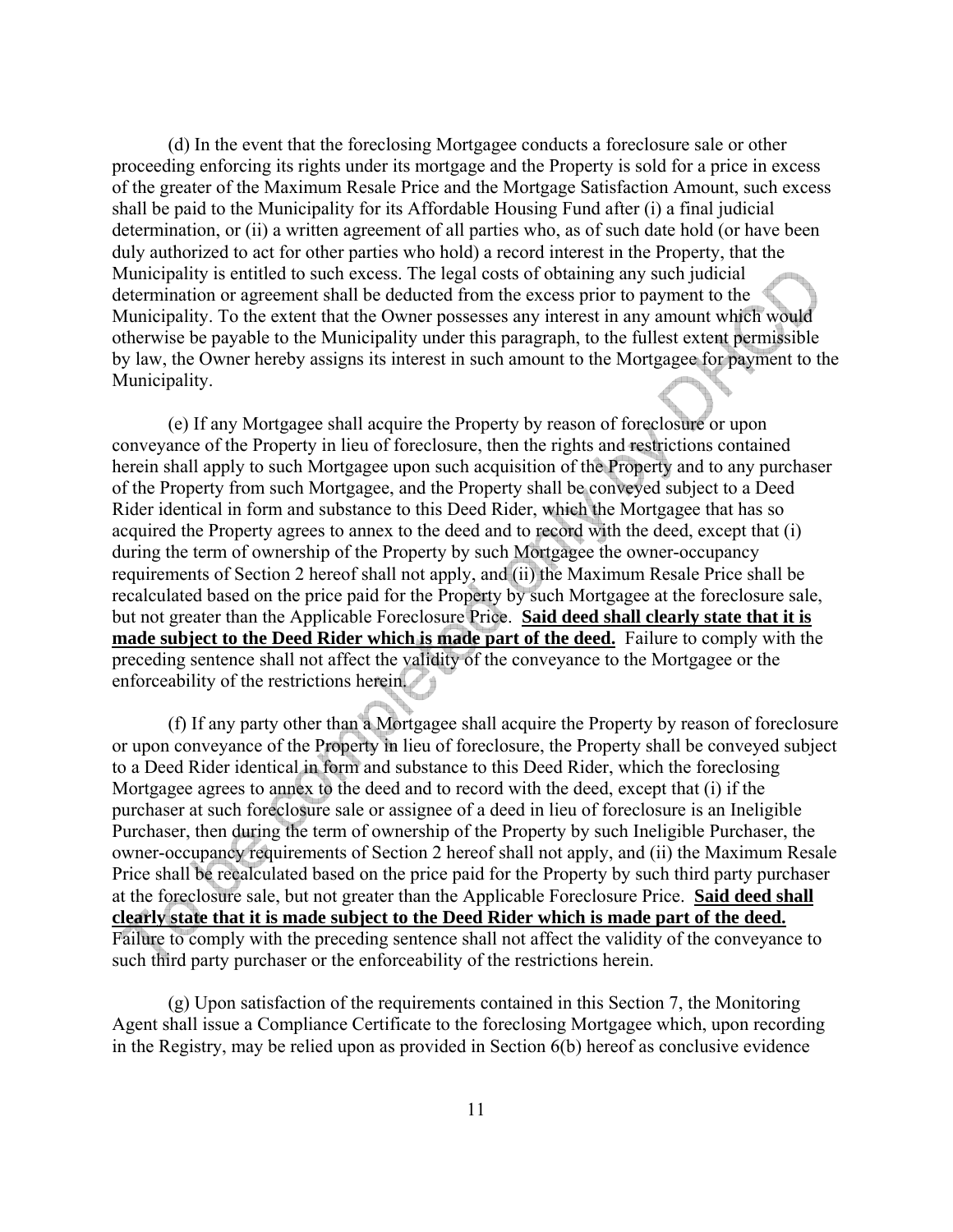(d) In the event that the foreclosing Mortgagee conducts a foreclosure sale or other proceeding enforcing its rights under its mortgage and the Property is sold for a price in excess of the greater of the Maximum Resale Price and the Mortgage Satisfaction Amount, such excess shall be paid to the Municipality for its Affordable Housing Fund after (i) a final judicial determination, or (ii) a written agreement of all parties who, as of such date hold (or have been duly authorized to act for other parties who hold) a record interest in the Property, that the Municipality is entitled to such excess. The legal costs of obtaining any such judicial determination or agreement shall be deducted from the excess prior to payment to the Municipality. To the extent that the Owner possesses any interest in any amount which would otherwise be payable to the Municipality under this paragraph, to the fullest extent permissible by law, the Owner hereby assigns its interest in such amount to the Mortgagee for payment to the Municipality.

(e) If any Mortgagee shall acquire the Property by reason of foreclosure or upon conveyance of the Property in lieu of foreclosure, then the rights and restrictions contained herein shall apply to such Mortgagee upon such acquisition of the Property and to any purchaser of the Property from such Mortgagee, and the Property shall be conveyed subject to a Deed Rider identical in form and substance to this Deed Rider, which the Mortgagee that has so acquired the Property agrees to annex to the deed and to record with the deed, except that (i) during the term of ownership of the Property by such Mortgagee the owner-occupancy requirements of Section 2 hereof shall not apply, and (ii) the Maximum Resale Price shall be recalculated based on the price paid for the Property by such Mortgagee at the foreclosure sale, but not greater than the Applicable Foreclosure Price. **<u>Said deed shall clearly state that it is made subject to the Deed Rider which is made part of the deed.</u>** Failure to comply with the preceding sentence shall not affect the validity of the conveyance to the Mortgagee or the enforceability of the restrictions herein.

(f) If any party other than a Mortgagee shall acquire the Property by reason of foreclosure or upon conveyance of the Property in lieu of foreclosure, the Property shall be conveyed subject to a Deed Rider identical in form and substance to this Deed Rider, which the foreclosing Mortgagee agrees to annex to the deed and to record with the deed, except that (i) if the purchaser at such foreclosure sale or assignee of a deed in lieu of foreclosure is an Ineligible Purchaser, then during the term of ownership of the Property by such Ineligible Purchaser, the owner-occupancy requirements of Section 2 hereof shall not apply, and (ii) the Maximum Resale Price shall be recalculated based on the price paid for the Property by such third party purchaser at the foreclosure sale, but not greater than the Applicable Foreclosure Price. **<u>Said deed shall clearly state that it is made subject to the Deed Rider which is made part of the deed.</u>** Failure to comply with the preceding sentence shall not affect the validity of the conveyance to such third party purchaser or the enforceability of the restrictions herein.

(g) Upon satisfaction of the requirements contained in this Section 7, the Monitoring Agent shall issue a Compliance Certificate to the foreclosing Mortgagee which, upon recording in the Registry, may be relied upon as provided in Section 6(b) hereof as conclusive evidence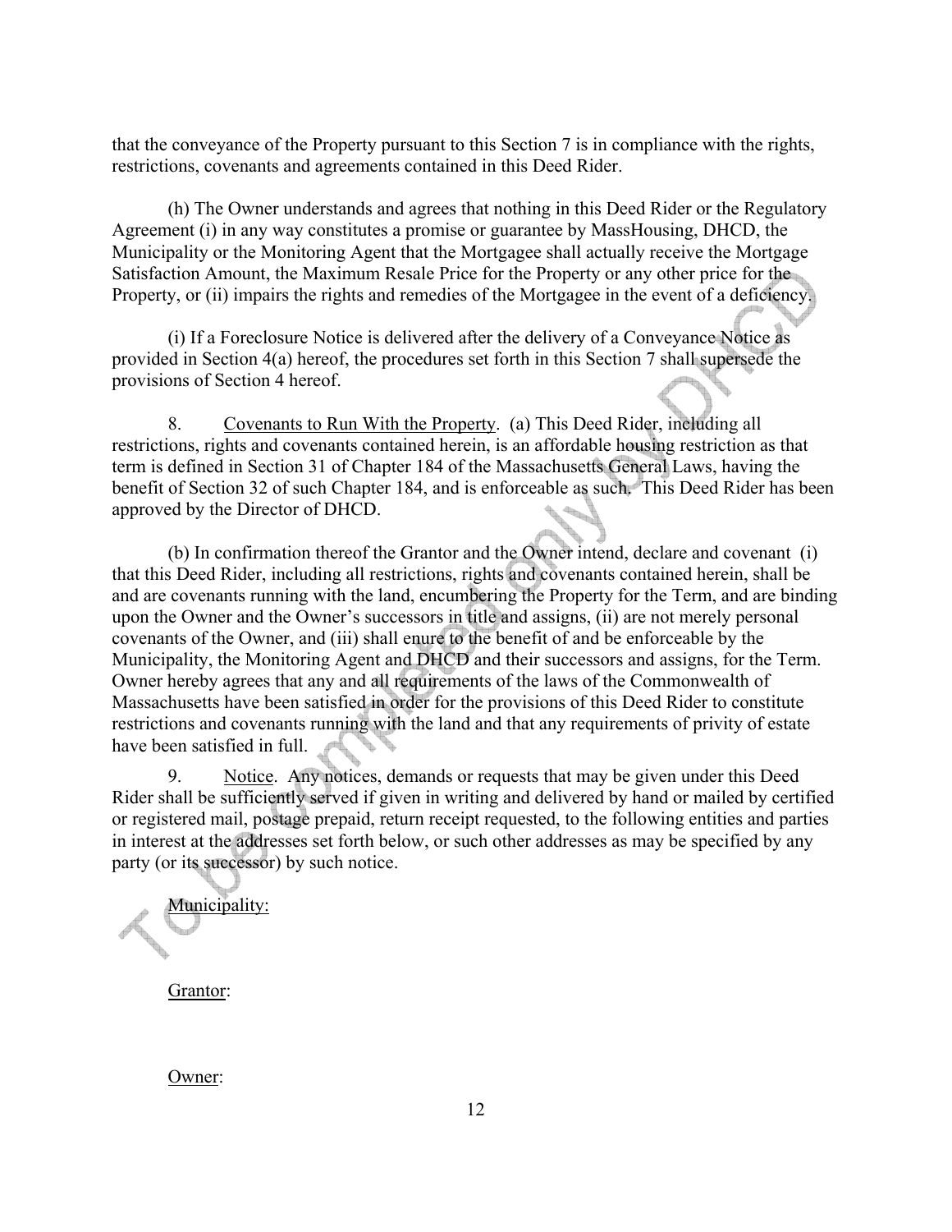that the conveyance of the Property pursuant to this Section 7 is in compliance with the rights, restrictions, covenants and agreements contained in this Deed Rider.

(h) The Owner understands and agrees that nothing in this Deed Rider or the Regulatory Agreement (i) in any way constitutes a promise or guarantee by MassHousing, DHCD, the Municipality or the Monitoring Agent that the Mortgagee shall actually receive the Mortgage Satisfaction Amount, the Maximum Resale Price for the Property or any other price for the Property, or (ii) impairs the rights and remedies of the Mortgagee in the event of a deficiency.

(i) If a Foreclosure Notice is delivered after the delivery of a Conveyance Notice as provided in Section 4(a) hereof, the procedures set forth in this Section 7 shall supersede the provisions of Section 4 hereof.

8. <u>Covenants to Run With the Property</u>. (a) This Deed Rider, including all restrictions, rights and covenants contained herein, is an affordable housing restriction as that term is defined in Section 31 of Chapter 184 of the Massachusetts General Laws, having the benefit of Section 32 of such Chapter 184, and is enforceable as such. This Deed Rider has been approved by the Director of DHCD.

(b) In confirmation thereof the Grantor and the Owner intend, declare and covenant (i) that this Deed Rider, including all restrictions, rights and covenants contained herein, shall be and are covenants running with the land, encumbering the Property for the Term, and are binding upon the Owner and the Owner's successors in title and assigns, (ii) are not merely personal covenants of the Owner, and (iii) shall enure to the benefit of and be enforceable by the Municipality, the Monitoring Agent and DHCD and their successors and assigns, for the Term. Owner hereby agrees that any and all requirements of the laws of the Commonwealth of Massachusetts have been satisfied in order for the provisions of this Deed Rider to constitute restrictions and covenants running with the land and that any requirements of privity of estate have been satisfied in full.

9. <u>Notice</u>. Any notices, demands or requests that may be given under this Deed Rider shall be sufficiently served if given in writing and delivered by hand or mailed by certified or registered mail, postage prepaid, return receipt requested, to the following entities and parties in interest at the addresses set forth below, or such other addresses as may be specified by any party (or its successor) by such notice.

<u>Municipality:</u>

<u>Grantor</u>:

<u>Owner</u>: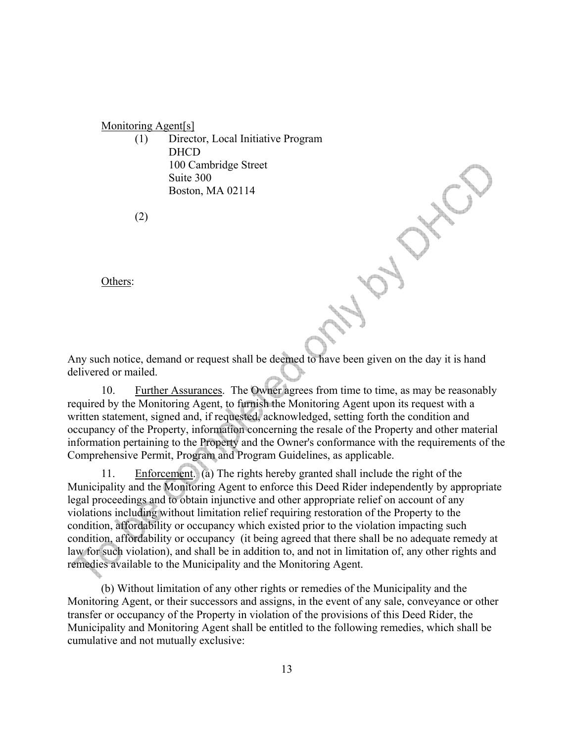Monitoring Agent[s]

(1) Director, Local Initiative Program  
DHCD  
100 Cambridge Street  
Suite 300  
Boston, MA 02114

(2)

Others:

Any such notice, demand or request shall be deemed to have been given on the day it is hand delivered or mailed.

10. Further Assurances. The Owner agrees from time to time, as may be reasonably required by the Monitoring Agent, to furnish the Monitoring Agent upon its request with a written statement, signed and, if requested, acknowledged, setting forth the condition and occupancy of the Property, information concerning the resale of the Property and other material information pertaining to the Property and the Owner's conformance with the requirements of the Comprehensive Permit, Program and Program Guidelines, as applicable.

11. Enforcement. (a) The rights hereby granted shall include the right of the Municipality and the Monitoring Agent to enforce this Deed Rider independently by appropriate legal proceedings and to obtain injunctive and other appropriate relief on account of any violations including without limitation relief requiring restoration of the Property to the condition, affordability or occupancy which existed prior to the violation impacting such condition, affordability or occupancy (it being agreed that there shall be no adequate remedy at law for such violation), and shall be in addition to, and not in limitation of, any other rights and remedies available to the Municipality and the Monitoring Agent.

(b) Without limitation of any other rights or remedies of the Municipality and the Monitoring Agent, or their successors and assigns, in the event of any sale, conveyance or other transfer or occupancy of the Property in violation of the provisions of this Deed Rider, the Municipality and Monitoring Agent shall be entitled to the following remedies, which shall be cumulative and not mutually exclusive: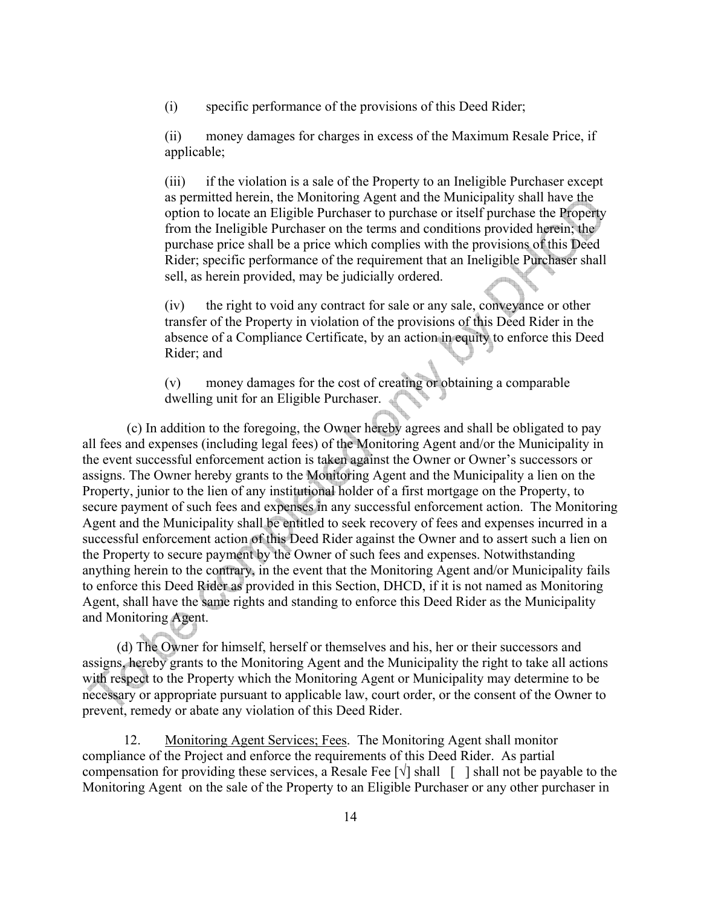(i) specific performance of the provisions of this Deed Rider;

(ii) money damages for charges in excess of the Maximum Resale Price, if applicable;

(iii) if the violation is a sale of the Property to an Ineligible Purchaser except as permitted herein, the Monitoring Agent and the Municipality shall have the option to locate an Eligible Purchaser to purchase or itself purchase the Property from the Ineligible Purchaser on the terms and conditions provided herein; the purchase price shall be a price which complies with the provisions of this Deed Rider; specific performance of the requirement that an Ineligible Purchaser shall sell, as herein provided, may be judicially ordered.

(iv) the right to void any contract for sale or any sale, conveyance or other transfer of the Property in violation of the provisions of this Deed Rider in the absence of a Compliance Certificate, by an action in equity to enforce this Deed Rider; and

(v) money damages for the cost of creating or obtaining a comparable dwelling unit for an Eligible Purchaser.

(c) In addition to the foregoing, the Owner hereby agrees and shall be obligated to pay all fees and expenses (including legal fees) of the Monitoring Agent and/or the Municipality in the event successful enforcement action is taken against the Owner or Owner's successors or assigns. The Owner hereby grants to the Monitoring Agent and the Municipality a lien on the Property, junior to the lien of any institutional holder of a first mortgage on the Property, to secure payment of such fees and expenses in any successful enforcement action. The Monitoring Agent and the Municipality shall be entitled to seek recovery of fees and expenses incurred in a successful enforcement action of this Deed Rider against the Owner and to assert such a lien on the Property to secure payment by the Owner of such fees and expenses. Notwithstanding anything herein to the contrary, in the event that the Monitoring Agent and/or Municipality fails to enforce this Deed Rider as provided in this Section, DHCD, if it is not named as Monitoring Agent, shall have the same rights and standing to enforce this Deed Rider as the Municipality and Monitoring Agent.

(d) The Owner for himself, herself or themselves and his, her or their successors and assigns, hereby grants to the Monitoring Agent and the Municipality the right to take all actions with respect to the Property which the Monitoring Agent or Municipality may determine to be necessary or appropriate pursuant to applicable law, court order, or the consent of the Owner to prevent, remedy or abate any violation of this Deed Rider.

12. Monitoring Agent Services; Fees. The Monitoring Agent shall monitor compliance of the Project and enforce the requirements of this Deed Rider. As partial compensation for providing these services, a Resale Fee [√] shall [ ] shall not be payable to the Monitoring Agent on the sale of the Property to an Eligible Purchaser or any other purchaser in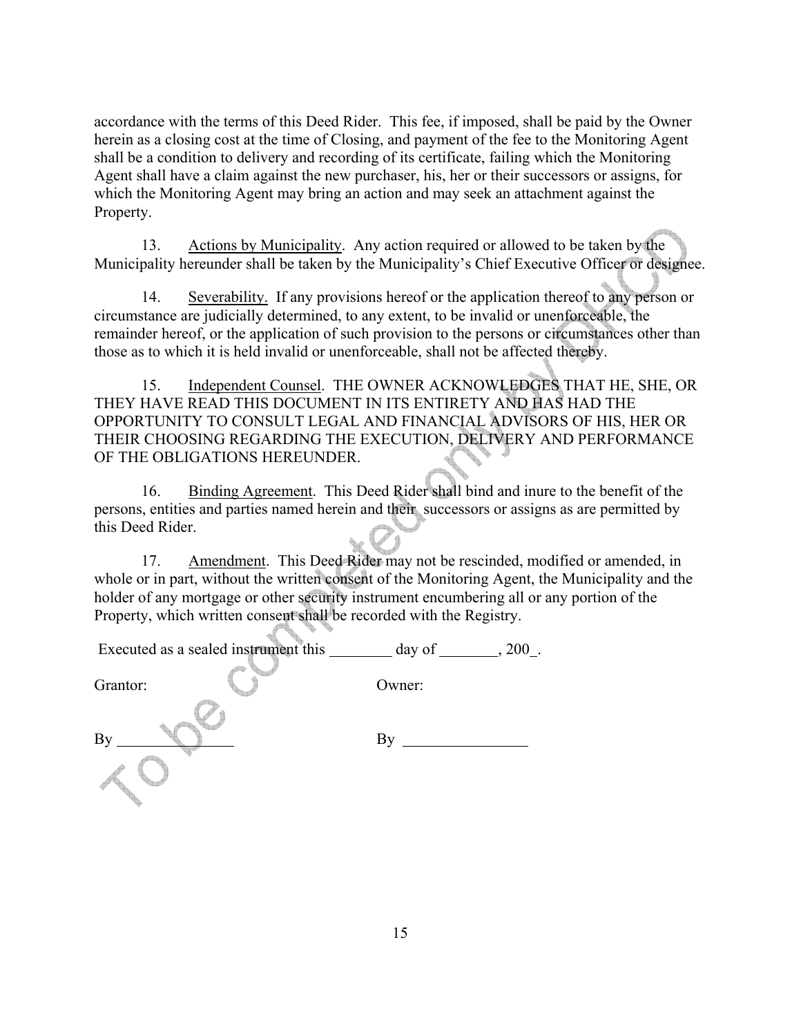accordance with the terms of this Deed Rider. This fee, if imposed, shall be paid by the Owner herein as a closing cost at the time of Closing, and payment of the fee to the Monitoring Agent shall be a condition to delivery and recording of its certificate, failing which the Monitoring Agent shall have a claim against the new purchaser, his, her or their successors or assigns, for which the Monitoring Agent may bring an action and may seek an attachment against the Property.

13. Actions by Municipality. Any action required or allowed to be taken by the Municipality hereunder shall be taken by the Municipality's Chief Executive Officer or designee.

14. Severability. If any provisions hereof or the application thereof to any person or circumstance are judicially determined, to any extent, to be invalid or unenforceable, the remainder hereof, or the application of such provision to the persons or circumstances other than those as to which it is held invalid or unenforceable, shall not be affected thereby.

15. Independent Counsel. THE OWNER ACKNOWLEDGES THAT HE, SHE, OR THEY HAVE READ THIS DOCUMENT IN ITS ENTIRETY AND HAS HAD THE OPPORTUNITY TO CONSULT LEGAL AND FINANCIAL ADVISORS OF HIS, HER OR THEIR CHOOSING REGARDING THE EXECUTION, DELIVERY AND PERFORMANCE OF THE OBLIGATIONS HEREUNDER.

16. Binding Agreement. This Deed Rider shall bind and inure to the benefit of the persons, entities and parties named herein and their successors or assigns as are permitted by this Deed Rider.

17. Amendment. This Deed Rider may not be rescinded, modified or amended, in whole or in part, without the written consent of the Monitoring Agent, the Municipality and the holder of any mortgage or other security instrument encumbering all or any portion of the Property, which written consent shall be recorded with the Registry.

Executed as a sealed instrument this ________ day of ________, 200_.

Grantor: Owner:

By ________________ By ________________

To be completed only by DHCD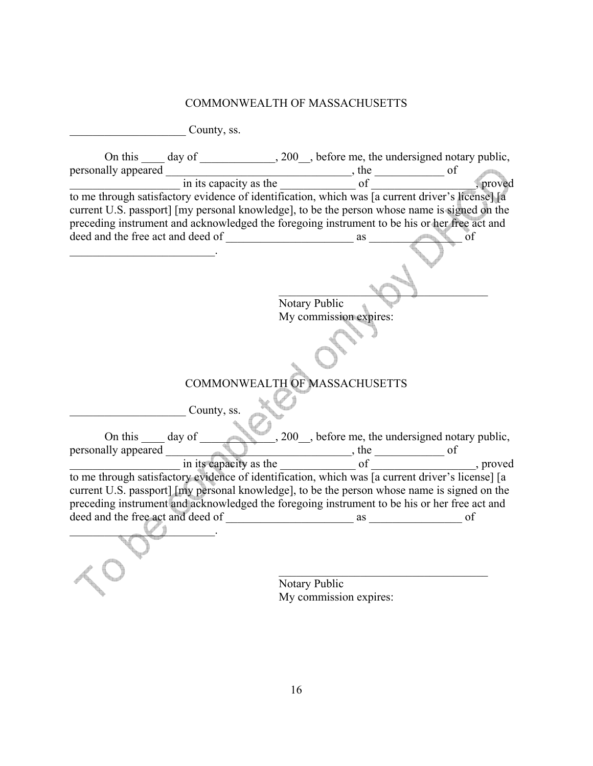COMMONWEALTH OF MASSACHUSETTS

____________________ County, ss.

On this ____ day of _____________, 200__, before me, the undersigned notary public, personally appeared _________________________________, the ____________ of ___________________ in its capacity as the _____________ of _________________, proved to me through satisfactory evidence of identification, which was [a current driver's license] [a current U.S. passport] [my personal knowledge], to be the person whose name is signed on the preceding instrument and acknowledged the foregoing instrument to be his or her free act and deed and the free act and deed of ______________________ as ________________ of _________________________.

_____________________________________
Notary Public
My commission expires:

COMMONWEALTH OF MASSACHUSETTS

____________________ County, ss.

On this ____ day of _____________, 200__, before me, the undersigned notary public, personally appeared _________________________________, the ____________ of ___________________ in its capacity as the _____________ of _________________, proved to me through satisfactory evidence of identification, which was [a current driver's license] [a current U.S. passport] [my personal knowledge], to be the person whose name is signed on the preceding instrument and acknowledged the foregoing instrument to be his or her free act and deed and the free act and deed of ______________________ as ________________ of _________________________.

_____________________________________
Notary Public
My commission expires:

To be completed only by DHCD